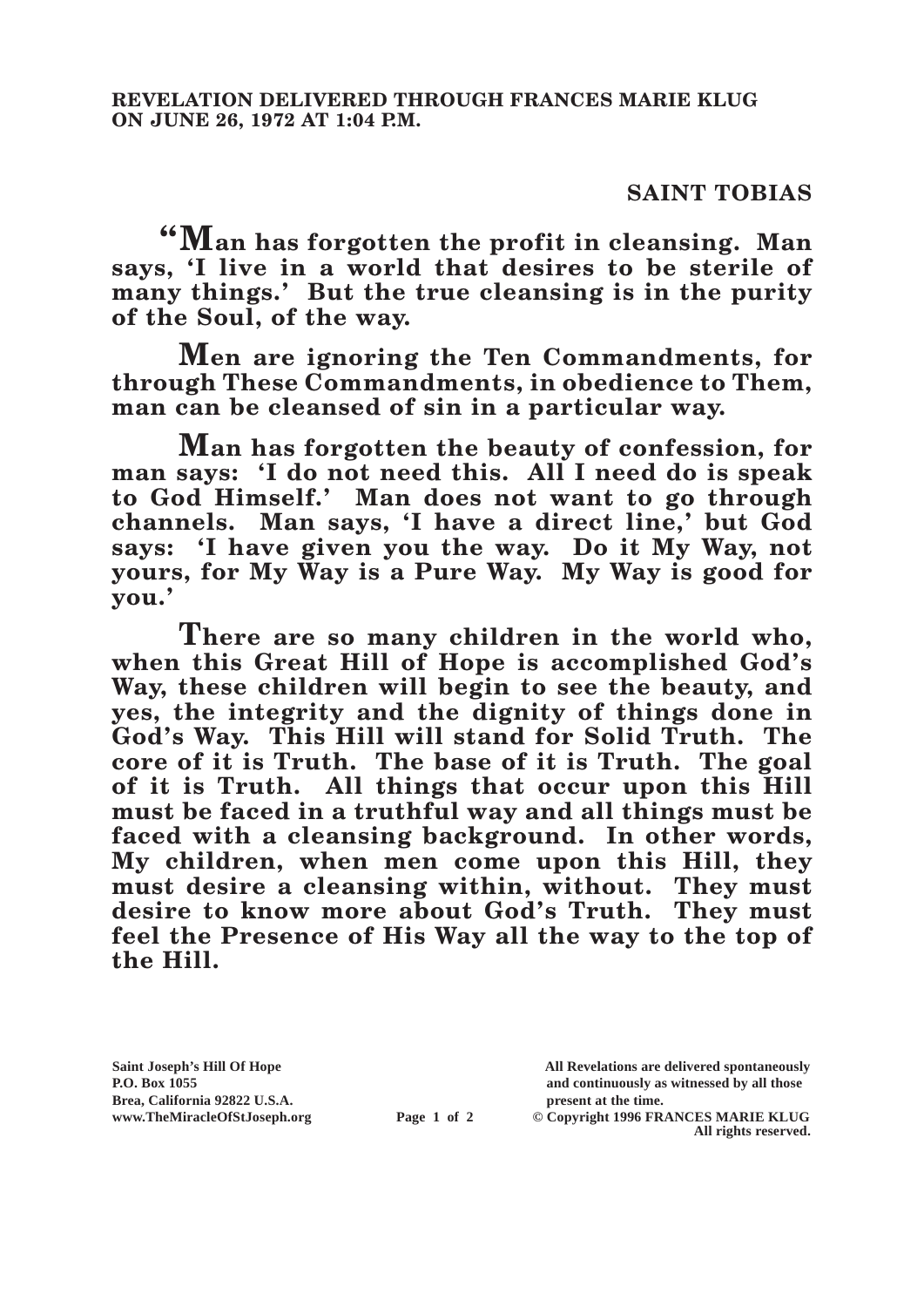**REVELATION DELIVERED THROUGH FRANCES MARIE KLUG ON JUNE 26, 1972 AT 1:04 P.M.**

**SAINT TOBIAS**

**"Man has forgotten the profit in cleansing. Man says, 'I live in a world that desires to be sterile of many things.' But the true cleansing is in the purity of the Soul, of the way.**

**Men are ignoring the Ten Commandments, for through These Commandments, in obedience to Them, man can be cleansed of sin in a particular way.**

**Man has forgotten the beauty of confession, for man says: 'I do not need this. All I need do is speak to God Himself.' Man does not want to go through channels. Man says, 'I have a direct line,' but God says: 'I have given you the way. Do it My Way, not yours, for My Way is a Pure Way. My Way is good for you.'**

**There are so many children in the world who, when this Great Hill of Hope is accomplished God's Way, these children will begin to see the beauty, and yes, the integrity and the dignity of things done in God's Way. This Hill will stand for Solid Truth. The core of it is Truth. The base of it is Truth. The goal of it is Truth. All things that occur upon this Hill must be faced in a truthful way and all things must be faced with a cleansing background. In other words, My children, when men come upon this Hill, they must desire a cleansing within, without. They must desire to know more about God's Truth. They must feel the Presence of His Way all the way to the top of the Hill.**

Saint Joseph's Hill Of Hope
P.O. Box 1055
Brea, California 92822 U.S.A.
www.TheMiracleOfStJoseph.org

All Revelations are delivered spontaneously and continuously as witnessed by all those present at the time.
© Copyright 1996 FRANCES MARIE KLUG
All rights reserved.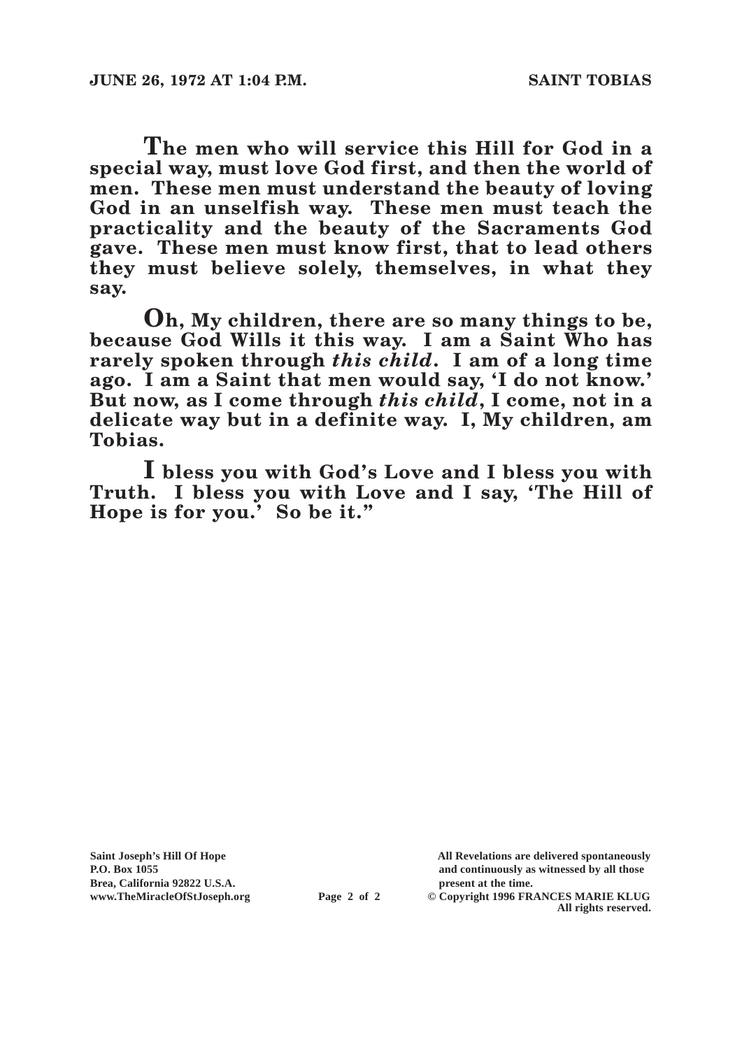**The men who will service this Hill for God in a special way, must love God first, and then the world of men. These men must understand the beauty of loving God in an unselfish way. These men must teach the practicality and the beauty of the Sacraments God gave. These men must know first, that to lead others they must believe solely, themselves, in what they say.**

**Oh, My children, there are so many things to be, because God Wills it this way. I am a Saint Who has rarely spoken through *this child*. I am of a long time ago. I am a Saint that men would say, 'I do not know.' But now, as I come through *this child*, I come, not in a delicate way but in a definite way. I, My children, am Tobias.**

**I bless you with God's Love and I bless you with Truth. I bless you with Love and I say, 'The Hill of Hope is for you.' So be it."**